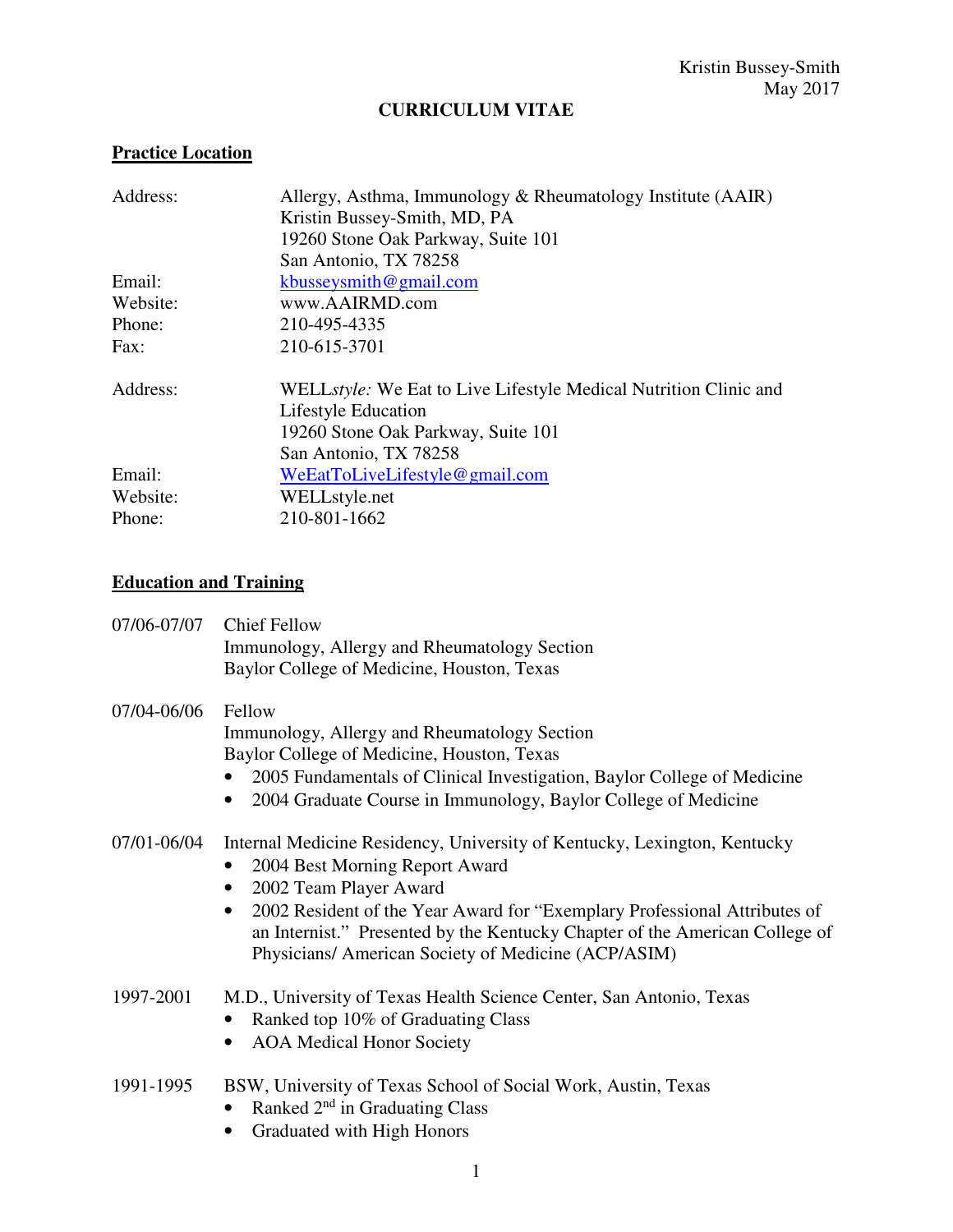Kristin Bussey-Smith
May 2017

# CURRICULUM VITAE

## Practice Location

Address: Allergy, Asthma, Immunology & Rheumatology Institute (AAIR)
Kristin Bussey-Smith, MD, PA
19260 Stone Oak Parkway, Suite 101
San Antonio, TX 78258

Email: kbusseysmith@gmail.com
Website: www.AAIRMD.com
Phone: 210-495-4335
Fax: 210-615-3701

Address: WELL*style:* We Eat to Live Lifestyle Medical Nutrition Clinic and Lifestyle Education
19260 Stone Oak Parkway, Suite 101
San Antonio, TX 78258

Email: WeEatToLiveLifestyle@gmail.com
Website: WELLstyle.net
Phone: 210-801-1662

## Education and Training

**07/06-07/07** Chief Fellow
Immunology, Allergy and Rheumatology Section
Baylor College of Medicine, Houston, Texas

**07/04-06/06** Fellow
Immunology, Allergy and Rheumatology Section
Baylor College of Medicine, Houston, Texas

- 2005 Fundamentals of Clinical Investigation, Baylor College of Medicine
- 2004 Graduate Course in Immunology, Baylor College of Medicine

**07/01-06/04** Internal Medicine Residency, University of Kentucky, Lexington, Kentucky

- 2004 Best Morning Report Award
- 2002 Team Player Award
- 2002 Resident of the Year Award for "Exemplary Professional Attributes of an Internist." Presented by the Kentucky Chapter of the American College of Physicians/ American Society of Medicine (ACP/ASIM)

**1997-2001** M.D., University of Texas Health Science Center, San Antonio, Texas

- Ranked top 10% of Graduating Class
- AOA Medical Honor Society

**1991-1995** BSW, University of Texas School of Social Work, Austin, Texas

- Ranked 2nd in Graduating Class
- Graduated with High Honors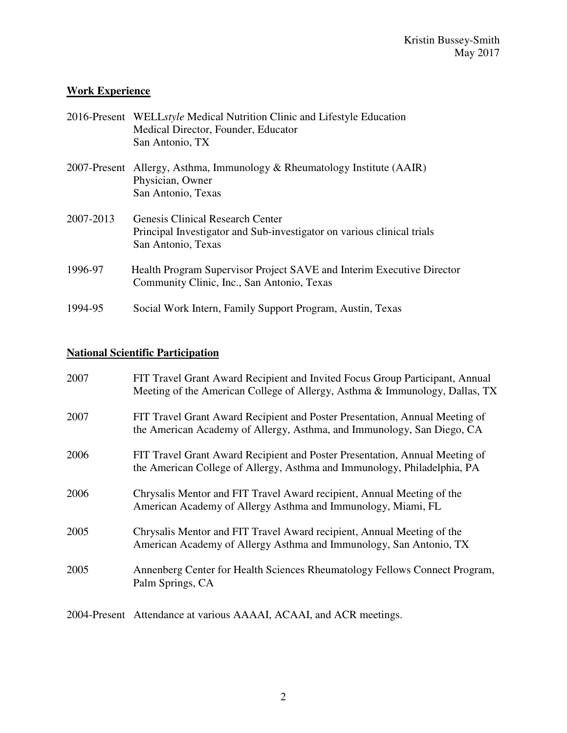## Work Experience

2016-Present WELL*style* Medical Nutrition Clinic and Lifestyle Education
Medical Director, Founder, Educator
San Antonio, TX

2007-Present Allergy, Asthma, Immunology & Rheumatology Institute (AAIR)
Physician, Owner
San Antonio, Texas

2007-2013 Genesis Clinical Research Center
Principal Investigator and Sub-investigator on various clinical trials
San Antonio, Texas

1996-97 Health Program Supervisor Project SAVE and Interim Executive Director
Community Clinic, Inc., San Antonio, Texas

1994-95 Social Work Intern, Family Support Program, Austin, Texas

## National Scientific Participation

2007 FIT Travel Grant Award Recipient and Invited Focus Group Participant, Annual Meeting of the American College of Allergy, Asthma & Immunology, Dallas, TX

2007 FIT Travel Grant Award Recipient and Poster Presentation, Annual Meeting of the American Academy of Allergy, Asthma, and Immunology, San Diego, CA

2006 FIT Travel Grant Award Recipient and Poster Presentation, Annual Meeting of the American College of Allergy, Asthma and Immunology, Philadelphia, PA

2006 Chrysalis Mentor and FIT Travel Award recipient, Annual Meeting of the American Academy of Allergy Asthma and Immunology, Miami, FL

2005 Chrysalis Mentor and FIT Travel Award recipient, Annual Meeting of the American Academy of Allergy Asthma and Immunology, San Antonio, TX

2005 Annenberg Center for Health Sciences Rheumatology Fellows Connect Program, Palm Springs, CA

2004-Present Attendance at various AAAAI, ACAAI, and ACR meetings.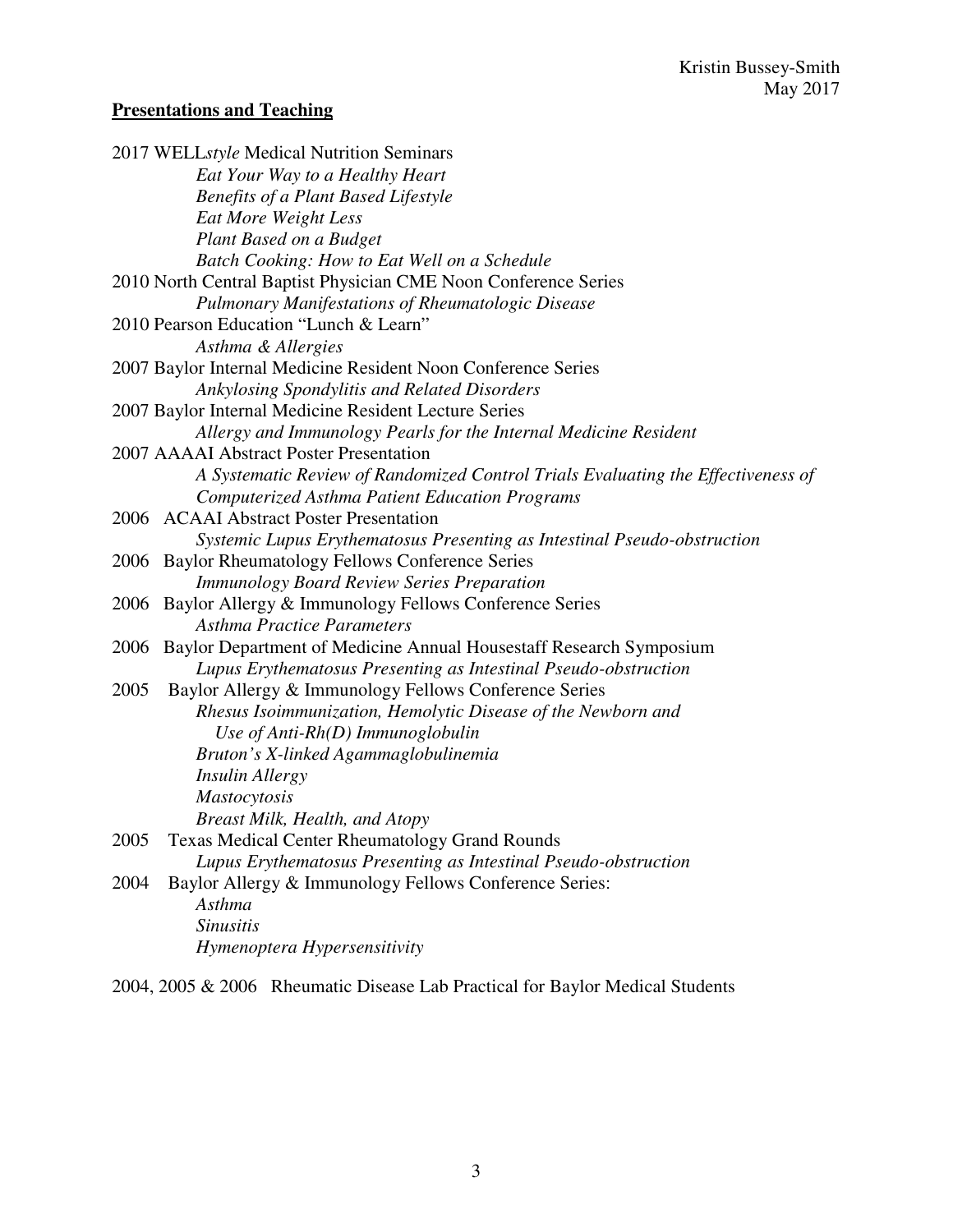## **Presentations and Teaching**

2017 WELL*style* Medical Nutrition Seminars

*Eat Your Way to a Healthy Heart*
*Benefits of a Plant Based Lifestyle*
*Eat More Weight Less*
*Plant Based on a Budget*
*Batch Cooking: How to Eat Well on a Schedule*

2010 North Central Baptist Physician CME Noon Conference Series

*Pulmonary Manifestations of Rheumatologic Disease*

2010 Pearson Education "Lunch & Learn"

*Asthma & Allergies*

2007 Baylor Internal Medicine Resident Noon Conference Series

*Ankylosing Spondylitis and Related Disorders*

2007 Baylor Internal Medicine Resident Lecture Series

*Allergy and Immunology Pearls for the Internal Medicine Resident*

2007 AAAAI Abstract Poster Presentation

*A Systematic Review of Randomized Control Trials Evaluating the Effectiveness of Computerized Asthma Patient Education Programs*

2006 ACAAI Abstract Poster Presentation

*Systemic Lupus Erythematosus Presenting as Intestinal Pseudo-obstruction*

2006 Baylor Rheumatology Fellows Conference Series

*Immunology Board Review Series Preparation*

2006 Baylor Allergy & Immunology Fellows Conference Series

*Asthma Practice Parameters*

2006 Baylor Department of Medicine Annual Housestaff Research Symposium

*Lupus Erythematosus Presenting as Intestinal Pseudo-obstruction*

2005 Baylor Allergy & Immunology Fellows Conference Series

*Rhesus Isoimmunization, Hemolytic Disease of the Newborn and Use of Anti-Rh(D) Immunoglobulin*
*Bruton's X-linked Agammaglobulinemia*
*Insulin Allergy*
*Mastocytosis*
*Breast Milk, Health, and Atopy*

2005 Texas Medical Center Rheumatology Grand Rounds

*Lupus Erythematosus Presenting as Intestinal Pseudo-obstruction*

2004 Baylor Allergy & Immunology Fellows Conference Series:

*Asthma*
*Sinusitis*
*Hymenoptera Hypersensitivity*

2004, 2005 & 2006 Rheumatic Disease Lab Practical for Baylor Medical Students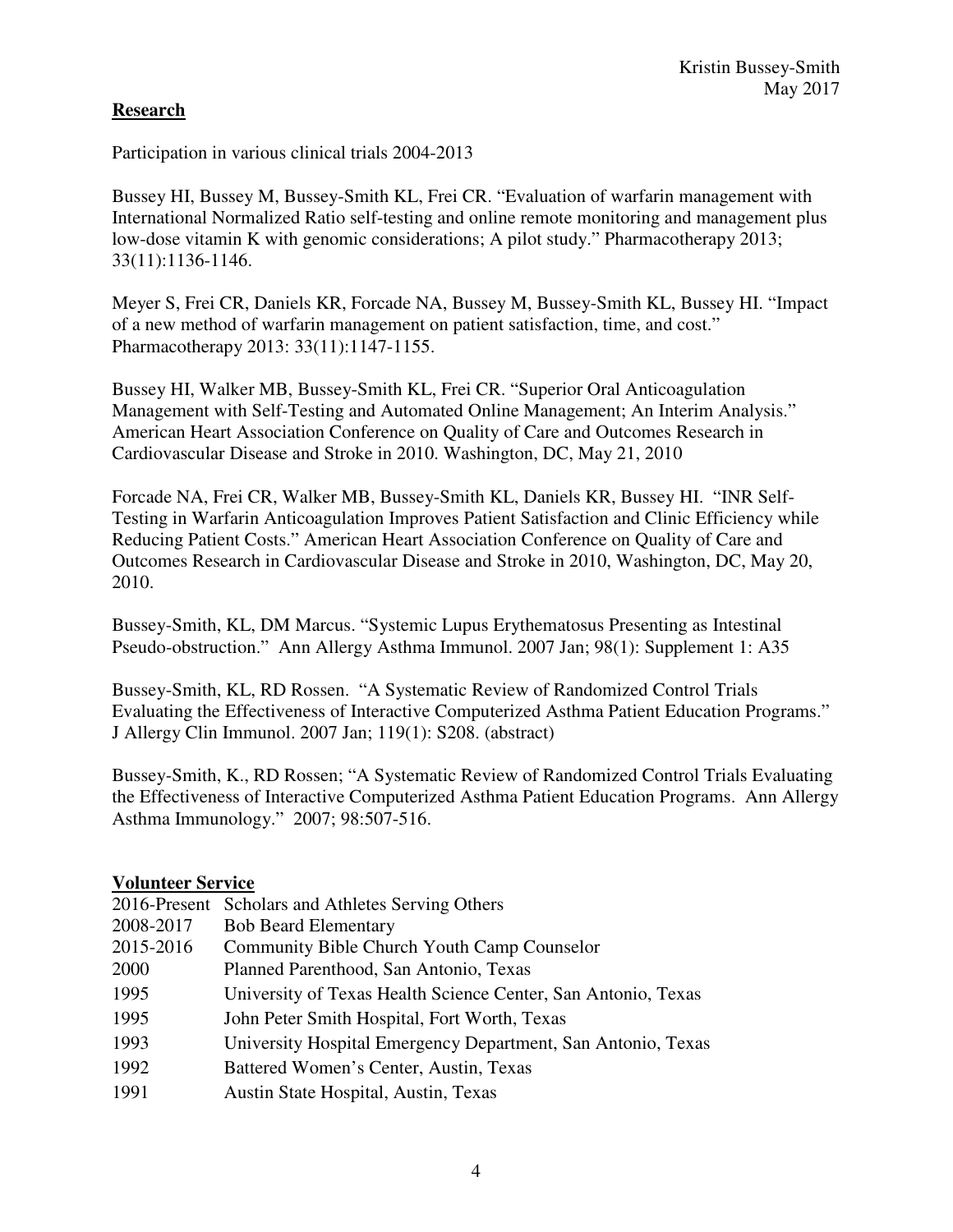## Research

Participation in various clinical trials 2004-2013

Bussey HI, Bussey M, Bussey-Smith KL, Frei CR. "Evaluation of warfarin management with International Normalized Ratio self-testing and online remote monitoring and management plus low-dose vitamin K with genomic considerations; A pilot study." Pharmacotherapy 2013; 33(11):1136-1146.

Meyer S, Frei CR, Daniels KR, Forcade NA, Bussey M, Bussey-Smith KL, Bussey HI. "Impact of a new method of warfarin management on patient satisfaction, time, and cost." Pharmacotherapy 2013: 33(11):1147-1155.

Bussey HI, Walker MB, Bussey-Smith KL, Frei CR. "Superior Oral Anticoagulation Management with Self-Testing and Automated Online Management; An Interim Analysis." American Heart Association Conference on Quality of Care and Outcomes Research in Cardiovascular Disease and Stroke in 2010. Washington, DC, May 21, 2010

Forcade NA, Frei CR, Walker MB, Bussey-Smith KL, Daniels KR, Bussey HI. "INR Self-Testing in Warfarin Anticoagulation Improves Patient Satisfaction and Clinic Efficiency while Reducing Patient Costs." American Heart Association Conference on Quality of Care and Outcomes Research in Cardiovascular Disease and Stroke in 2010, Washington, DC, May 20, 2010.

Bussey-Smith, KL, DM Marcus. "Systemic Lupus Erythematosus Presenting as Intestinal Pseudo-obstruction." Ann Allergy Asthma Immunol. 2007 Jan; 98(1): Supplement 1: A35

Bussey-Smith, KL, RD Rossen. "A Systematic Review of Randomized Control Trials Evaluating the Effectiveness of Interactive Computerized Asthma Patient Education Programs." J Allergy Clin Immunol. 2007 Jan; 119(1): S208. (abstract)

Bussey-Smith, K., RD Rossen; "A Systematic Review of Randomized Control Trials Evaluating the Effectiveness of Interactive Computerized Asthma Patient Education Programs. Ann Allergy Asthma Immunology." 2007; 98:507-516.

## Volunteer Service

| | |
|---|---|
| 2016-Present | Scholars and Athletes Serving Others |
| 2008-2017 | Bob Beard Elementary |
| 2015-2016 | Community Bible Church Youth Camp Counselor |
| 2000 | Planned Parenthood, San Antonio, Texas |
| 1995 | University of Texas Health Science Center, San Antonio, Texas |
| 1995 | John Peter Smith Hospital, Fort Worth, Texas |
| 1993 | University Hospital Emergency Department, San Antonio, Texas |
| 1992 | Battered Women's Center, Austin, Texas |
| 1991 | Austin State Hospital, Austin, Texas |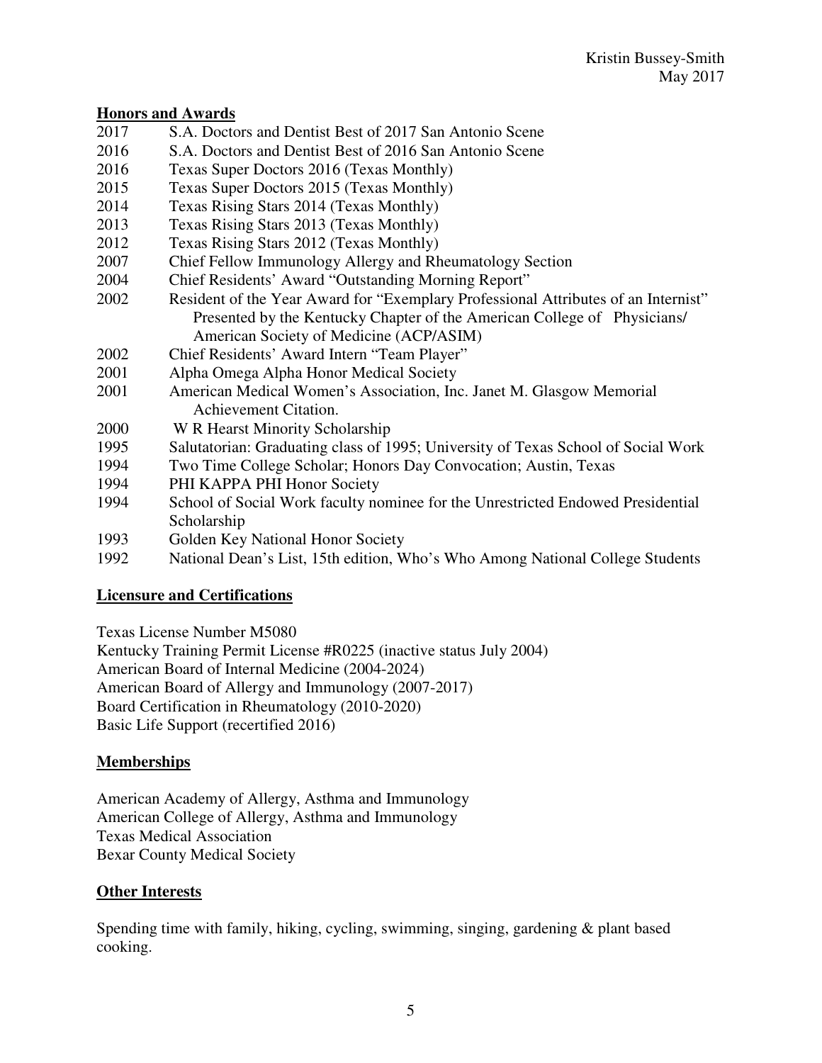## Honors and Awards

| | |
|---|---|
| 2017 | S.A. Doctors and Dentist Best of 2017 San Antonio Scene |
| 2016 | S.A. Doctors and Dentist Best of 2016 San Antonio Scene |
| 2016 | Texas Super Doctors 2016 (Texas Monthly) |
| 2015 | Texas Super Doctors 2015 (Texas Monthly) |
| 2014 | Texas Rising Stars 2014 (Texas Monthly) |
| 2013 | Texas Rising Stars 2013 (Texas Monthly) |
| 2012 | Texas Rising Stars 2012 (Texas Monthly) |
| 2007 | Chief Fellow Immunology Allergy and Rheumatology Section |
| 2004 | Chief Residents' Award "Outstanding Morning Report" |
| 2002 | Resident of the Year Award for "Exemplary Professional Attributes of an Internist" Presented by the Kentucky Chapter of the American College of Physicians/ American Society of Medicine (ACP/ASIM) |
| 2002 | Chief Residents' Award Intern "Team Player" |
| 2001 | Alpha Omega Alpha Honor Medical Society |
| 2001 | American Medical Women's Association, Inc. Janet M. Glasgow Memorial Achievement Citation. |
| 2000 | W R Hearst Minority Scholarship |
| 1995 | Salutatorian: Graduating class of 1995; University of Texas School of Social Work |
| 1994 | Two Time College Scholar; Honors Day Convocation; Austin, Texas |
| 1994 | PHI KAPPA PHI Honor Society |
| 1994 | School of Social Work faculty nominee for the Unrestricted Endowed Presidential Scholarship |
| 1993 | Golden Key National Honor Society |
| 1992 | National Dean's List, 15th edition, Who's Who Among National College Students |

## Licensure and Certifications

Texas License Number M5080
Kentucky Training Permit License #R0225 (inactive status July 2004)
American Board of Internal Medicine (2004-2024)
American Board of Allergy and Immunology (2007-2017)
Board Certification in Rheumatology (2010-2020)
Basic Life Support (recertified 2016)

## Memberships

American Academy of Allergy, Asthma and Immunology
American College of Allergy, Asthma and Immunology
Texas Medical Association
Bexar County Medical Society

## Other Interests

Spending time with family, hiking, cycling, swimming, singing, gardening & plant based cooking.